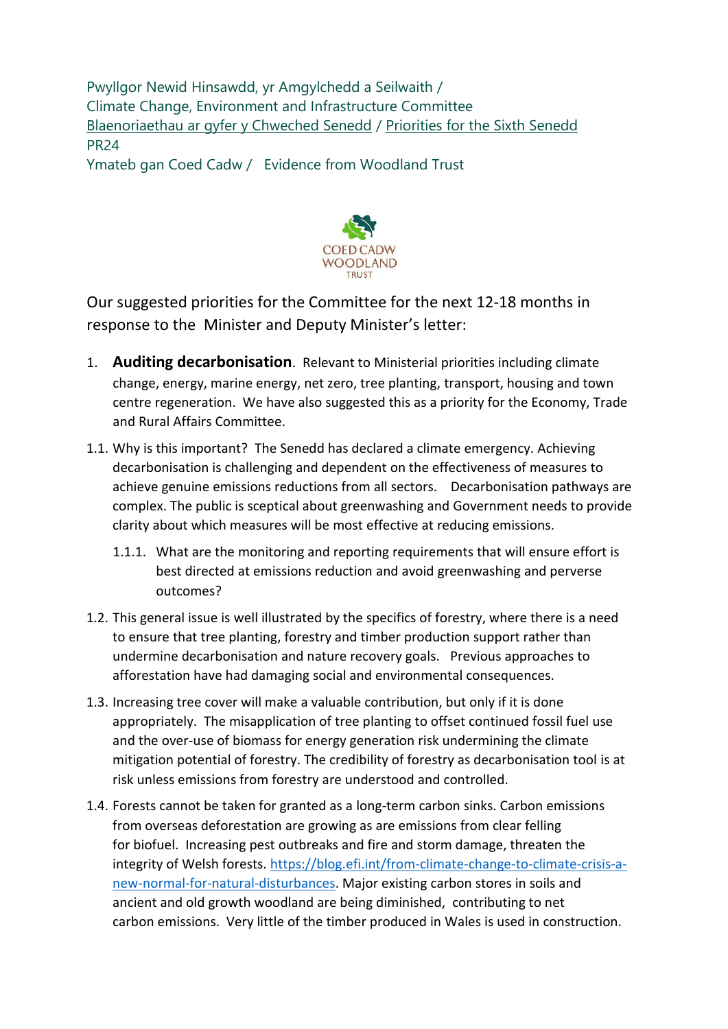Pwyllgor Newid Hinsawdd, yr Amgylchedd a Seilwaith /
Climate Change, Environment and Infrastructure Committee
Blaenoriaethau ar gyfer y Chweched Senedd / Priorities for the Sixth Senedd
PR24
Ymateb gan Coed Cadw / Evidence from Woodland Trust

COED CADW
WOODLAND
TRUST

Our suggested priorities for the Committee for the next 12-18 months in response to the Minister and Deputy Minister's letter:

1. **Auditing decarbonisation**. Relevant to Ministerial priorities including climate change, energy, marine energy, net zero, tree planting, transport, housing and town centre regeneration. We have also suggested this as a priority for the Economy, Trade and Rural Affairs Committee.

1.1. Why is this important? The Senedd has declared a climate emergency. Achieving decarbonisation is challenging and dependent on the effectiveness of measures to achieve genuine emissions reductions from all sectors. Decarbonisation pathways are complex. The public is sceptical about greenwashing and Government needs to provide clarity about which measures will be most effective at reducing emissions.

1.1.1. What are the monitoring and reporting requirements that will ensure effort is best directed at emissions reduction and avoid greenwashing and perverse outcomes?

1.2. This general issue is well illustrated by the specifics of forestry, where there is a need to ensure that tree planting, forestry and timber production support rather than undermine decarbonisation and nature recovery goals. Previous approaches to afforestation have had damaging social and environmental consequences.

1.3. Increasing tree cover will make a valuable contribution, but only if it is done appropriately. The misapplication of tree planting to offset continued fossil fuel use and the over-use of biomass for energy generation risk undermining the climate mitigation potential of forestry. The credibility of forestry as decarbonisation tool is at risk unless emissions from forestry are understood and controlled.

1.4. Forests cannot be taken for granted as a long-term carbon sinks. Carbon emissions from overseas deforestation are growing as are emissions from clear felling for biofuel. Increasing pest outbreaks and fire and storm damage, threaten the integrity of Welsh forests. https://blog.efi.int/from-climate-change-to-climate-crisis-a-new-normal-for-natural-disturbances. Major existing carbon stores in soils and ancient and old growth woodland are being diminished, contributing to net carbon emissions. Very little of the timber produced in Wales is used in construction.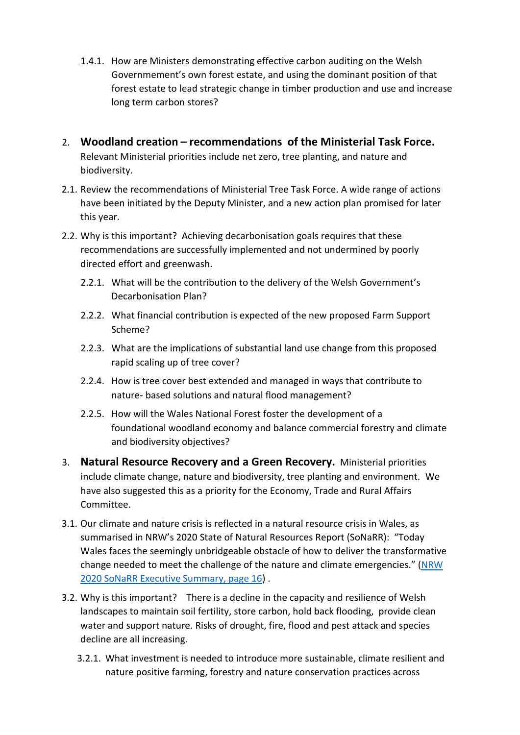1.4.1. How are Ministers demonstrating effective carbon auditing on the Welsh Governement's own forest estate, and using the dominant position of that forest estate to lead strategic change in timber production and use and increase long term carbon stores?

2. **Woodland creation – recommendations of the Ministerial Task Force.** Relevant Ministerial priorities include net zero, tree planting, and nature and biodiversity.

2.1. Review the recommendations of Ministerial Tree Task Force. A wide range of actions have been initiated by the Deputy Minister, and a new action plan promised for later this year.

2.2. Why is this important? Achieving decarbonisation goals requires that these recommendations are successfully implemented and not undermined by poorly directed effort and greenwash.

2.2.1. What will be the contribution to the delivery of the Welsh Government's Decarbonisation Plan?

2.2.2. What financial contribution is expected of the new proposed Farm Support Scheme?

2.2.3. What are the implications of substantial land use change from this proposed rapid scaling up of tree cover?

2.2.4. How is tree cover best extended and managed in ways that contribute to nature- based solutions and natural flood management?

2.2.5. How will the Wales National Forest foster the development of a foundational woodland economy and balance commercial forestry and climate and biodiversity objectives?

3. **Natural Resource Recovery and a Green Recovery.** Ministerial priorities include climate change, nature and biodiversity, tree planting and environment. We have also suggested this as a priority for the Economy, Trade and Rural Affairs Committee.

3.1. Our climate and nature crisis is reflected in a natural resource crisis in Wales, as summarised in NRW's 2020 State of Natural Resources Report (SoNaRR): "Today Wales faces the seemingly unbridgeable obstacle of how to deliver the transformative change needed to meet the challenge of the nature and climate emergencies." ([NRW 2020 SoNaRR Executive Summary, page 16](NRW 2020 SoNaRR Executive Summary, page 16)) .

3.2. Why is this important? There is a decline in the capacity and resilience of Welsh landscapes to maintain soil fertility, store carbon, hold back flooding, provide clean water and support nature. Risks of drought, fire, flood and pest attack and species decline are all increasing.

3.2.1. What investment is needed to introduce more sustainable, climate resilient and nature positive farming, forestry and nature conservation practices across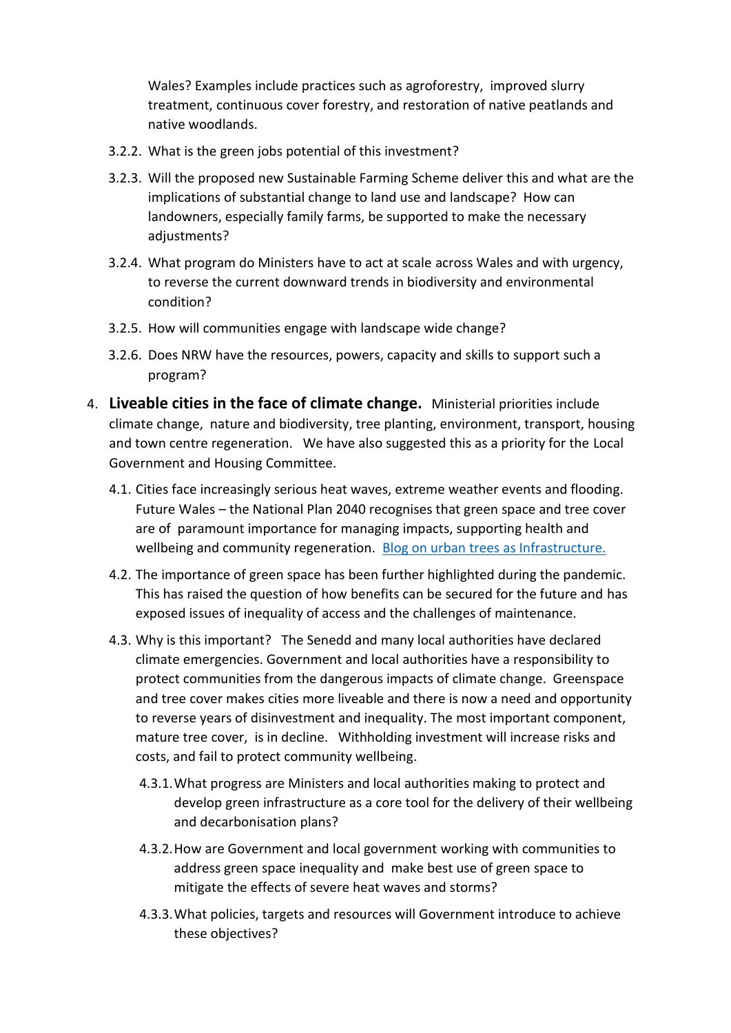Wales? Examples include practices such as agroforestry, improved slurry treatment, continuous cover forestry, and restoration of native peatlands and native woodlands.

3.2.2. What is the green jobs potential of this investment?

3.2.3. Will the proposed new Sustainable Farming Scheme deliver this and what are the implications of substantial change to land use and landscape? How can landowners, especially family farms, be supported to make the necessary adjustments?

3.2.4. What program do Ministers have to act at scale across Wales and with urgency, to reverse the current downward trends in biodiversity and environmental condition?

3.2.5. How will communities engage with landscape wide change?

3.2.6. Does NRW have the resources, powers, capacity and skills to support such a program?

4. **Liveable cities in the face of climate change.** Ministerial priorities include climate change, nature and biodiversity, tree planting, environment, transport, housing and town centre regeneration. We have also suggested this as a priority for the Local Government and Housing Committee.

4.1. Cities face increasingly serious heat waves, extreme weather events and flooding. Future Wales – the National Plan 2040 recognises that green space and tree cover are of paramount importance for managing impacts, supporting health and wellbeing and community regeneration. [Blog on urban trees as Infrastructure.]

4.2. The importance of green space has been further highlighted during the pandemic. This has raised the question of how benefits can be secured for the future and has exposed issues of inequality of access and the challenges of maintenance.

4.3. Why is this important? The Senedd and many local authorities have declared climate emergencies. Government and local authorities have a responsibility to protect communities from the dangerous impacts of climate change. Greenspace and tree cover makes cities more liveable and there is now a need and opportunity to reverse years of disinvestment and inequality. The most important component, mature tree cover, is in decline. Withholding investment will increase risks and costs, and fail to protect community wellbeing.

4.3.1. What progress are Ministers and local authorities making to protect and develop green infrastructure as a core tool for the delivery of their wellbeing and decarbonisation plans?

4.3.2. How are Government and local government working with communities to address green space inequality and make best use of green space to mitigate the effects of severe heat waves and storms?

4.3.3. What policies, targets and resources will Government introduce to achieve these objectives?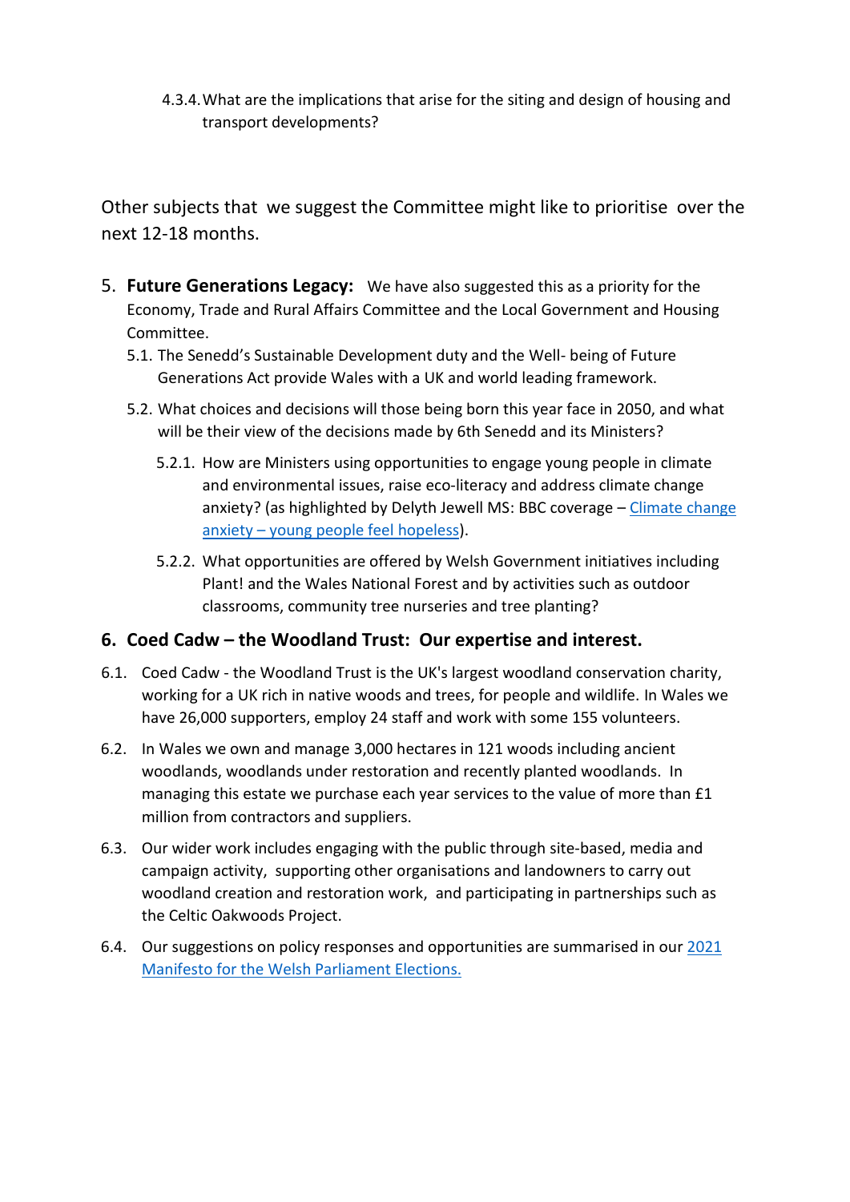4.3.4. What are the implications that arise for the siting and design of housing and transport developments?

Other subjects that we suggest the Committee might like to prioritise over the next 12-18 months.

5. **Future Generations Legacy:** We have also suggested this as a priority for the Economy, Trade and Rural Affairs Committee and the Local Government and Housing Committee.
   5.1. The Senedd's Sustainable Development duty and the Well- being of Future Generations Act provide Wales with a UK and world leading framework.
   5.2. What choices and decisions will those being born this year face in 2050, and what will be their view of the decisions made by 6th Senedd and its Ministers?
      5.2.1. How are Ministers using opportunities to engage young people in climate and environmental issues, raise eco-literacy and address climate change anxiety? (as highlighted by Delyth Jewell MS: BBC coverage – [Climate change anxiety – young people feel hopeless]()).
      5.2.2. What opportunities are offered by Welsh Government initiatives including Plant! and the Wales National Forest and by activities such as outdoor classrooms, community tree nurseries and tree planting?

## 6. Coed Cadw – the Woodland Trust: Our expertise and interest.

6.1. Coed Cadw - the Woodland Trust is the UK's largest woodland conservation charity, working for a UK rich in native woods and trees, for people and wildlife. In Wales we have 26,000 supporters, employ 24 staff and work with some 155 volunteers.

6.2. In Wales we own and manage 3,000 hectares in 121 woods including ancient woodlands, woodlands under restoration and recently planted woodlands. In managing this estate we purchase each year services to the value of more than £1 million from contractors and suppliers.

6.3. Our wider work includes engaging with the public through site-based, media and campaign activity, supporting other organisations and landowners to carry out woodland creation and restoration work, and participating in partnerships such as the Celtic Oakwoods Project.

6.4. Our suggestions on policy responses and opportunities are summarised in our [2021 Manifesto for the Welsh Parliament Elections.]()